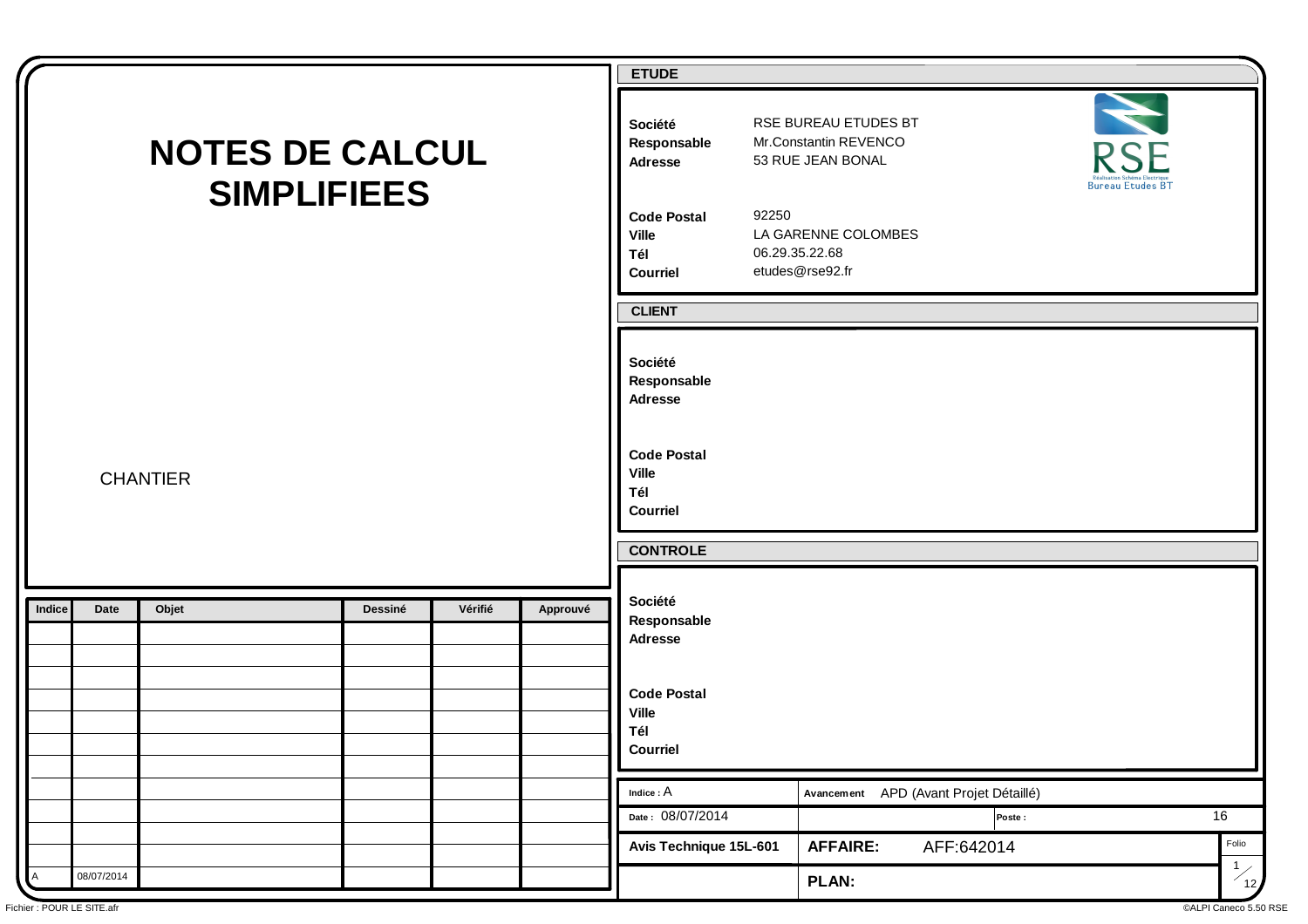# NOTES DE CALCUL SIMPLIFIEES

CHANTIER

## ETUDE

**Société** RSE BUREAU ETUDES BT
**Responsable** Mr.Constantin REVENCO
**Adresse** 53 RUE JEAN BONAL

**Code Postal** 92250
**Ville** LA GARENNE COLOMBES
**Tél** 06.29.35.22.68
**Courriel** etudes@rse92.fr

RSE
Réalisation Schéma Electrique
Bureau Etudes BT

## CLIENT

**Société**
**Responsable**
**Adresse**

**Code Postal**
**Ville**
**Tél**
**Courriel**

## CONTROLE

**Société**
**Responsable**
**Adresse**

**Code Postal**
**Ville**
**Tél**
**Courriel**

| Indice | Date | Objet | Dessiné | Vérifié | Approuvé |
|---|---|---|---|---|---|
| | | | | | |
| | | | | | |
| | | | | | |
| | | | | | |
| | | | | | |
| | | | | | |
| | | | | | |
| | | | | | |
| | | | | | |
| | | | | | |
| | | | | | |
| A | 08/07/2014 | | | | |

| | | |
|---|---|---|
| **Indice :** A | **Avancement** APD (Avant Projet Détaillé) | |
| **Date :** 08/07/2014 | **Poste :** 16 | |
| **Avis Technique 15L-601** | **AFFAIRE:** AFF:642014 | Folio 1/12 |
| | **PLAN:** | |

Fichier : POUR LE SITE.afr

©ALPI Caneco 5.50 RSE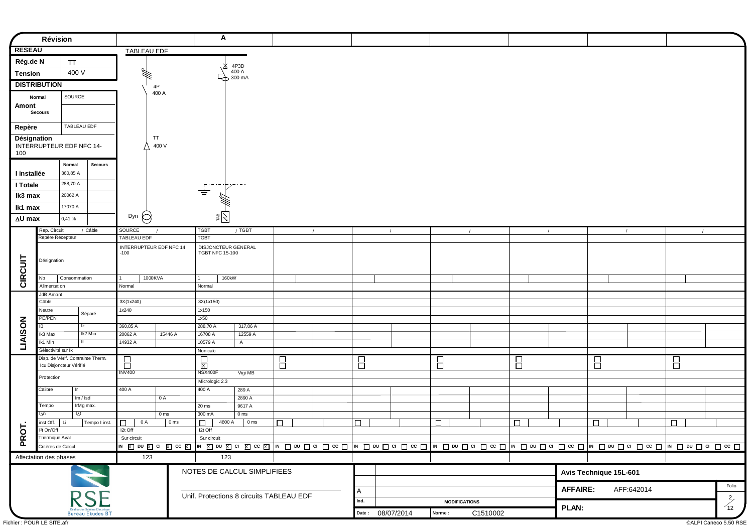| Révision | | | A | | | | | | |
|---|---|---|---|---|---|---|---|---|---|
| **RESEAU** | | TABLEAU EDF | | | | | | | |
| **Rég.de N** | TT | | 4P3D 400 A 300 mA | | | | | | |
| **Tension** | 400 V | 4P 400 A | | | | | | | |
| **DISTRIBUTION** | | | | | | | | | |
| **Amont** Normal | SOURCE | | | | | | | | |
| Secours | | | | | | | | | |
| **Repère** | TABLEAU EDF | | | | | | | | |
| **Désignation** INTERRUPTEUR EDF NFC 14-100 | | TT 400 V | | | | | | | |

| | Normal | Secours |
|---|---|---|
| **I installée** | 360,85 A | |
| **I Totale** | 288,70 A | |
| **Ik3 max** | 20062 A | |
| **Ik1 max** | 17070 A | |
| **ΔU max** | 0,41 % | |

Dyn — TAB

| | | | | | | | | | |
|---|---|---|---|---|---|---|---|---|---|
| **CIRCUIT** | Rep. Circuit / Câble | SOURCE / | TGBT / TGBT | / | / | / | / | / | / |
| | Repère Récepteur | TABLEAU EDF | TGBT | | | | | | |
| | Désignation | INTERRUPTEUR EDF NFC 14 -100 | DISJONCTEUR GENERAL TGBT NFC 15-100 | | | | | | |
| | Nb / Consommation | 1 / 1000KVA | 1 / 160kW | | | | | | |
| | Alimentation | Normal | Normal | | | | | | |
| **LIAISON** | JdB Amont | | | | | | | | |
| | Câble | 3X(1x240) | 3X(1x150) | | | | | | |
| | Neutre / Séparé | 1x240 | 1x150 | | | | | | |
| | PE/PEN | | 1x50 | | | | | | |
| | IB / Iz | 360,85 A | 288,70 A / 317,86 A | | | | | | |
| | Ik3 Max / Ik2 Min | 20062 A / 15446 A | 16708 A / 12559 A | | | | | | |
| | Ik1 Min / If | 14932 A | 10579 A / A | | | | | | |
| | Sélectivité sur Ik | | Non calc | | | | | | |
| **PROT.** | Disp. de Vérif. Contrainte Therm. / Icu Disjoncteur Vérifié | ☐ ☐ | ☐ ☒ | ☐ ☐ | ☐ ☐ | ☐ ☐ | ☐ ☐ | ☐ ☐ | ☐ ☐ |
| | Protection | INV400 | NSX400F / Vigi MB / Micrologic 2.3 | | | | | | |
| | Calibre / Ir | 400 A | 400 A / 289 A | | | | | | |
| | Im / Isd | 0 A | 2890 A | | | | | | |
| | Tempo / IrMg max. | | 20 ms / 9617 A | | | | | | |
| | IΔn / IΔt | 0 ms | 300 mA / 0 ms | | | | | | |
| | inst Off. / Li / Tempo I inst. | ☐ 0 A / 0 ms | ☐ 4800 A / 0 ms | ☐ | ☐ | ☐ | ☐ | ☐ | ☐ |
| | I²t On/Off. | I2t Off | I2t Off | | | | | | |
| | Thermique Aval | Sur circuit | Sur circuit | | | | | | |
| | Critères de Calcul | IN ☒ DU ☒ CI ☒ CC ☒ | IN ☒ DU ☒ CI ☒ CC ☒ | IN ☐ DU ☐ CI ☐ CC ☐ | IN ☐ DU ☐ CI ☐ CC ☐ | IN ☐ DU ☐ CI ☐ CC ☐ | IN ☐ DU ☐ CI ☐ CC ☐ | IN ☐ DU ☐ CI ☐ CC ☐ | IN ☐ DU ☐ CI ☐ CC ☐ |
| Affectation des phases | | 123 | 123 | | | | | | |

RSE — Réalisation Schéma Electrique — Bureau Etudes BT

NOTES DE CALCUL SIMPLIFIEES

Unif. Protections 8 circuits TABLEAU EDF

| Ind. | MODIFICATIONS |
|---|---|
| A | |

Date : 08/07/2014 — Norme : C1510002

Avis Technique 15L-601

AFFAIRE: AFF:642014

PLAN:

Folio 2/12

Fichier : POUR LE SITE.afr

©ALPI Caneco 5.50 RSE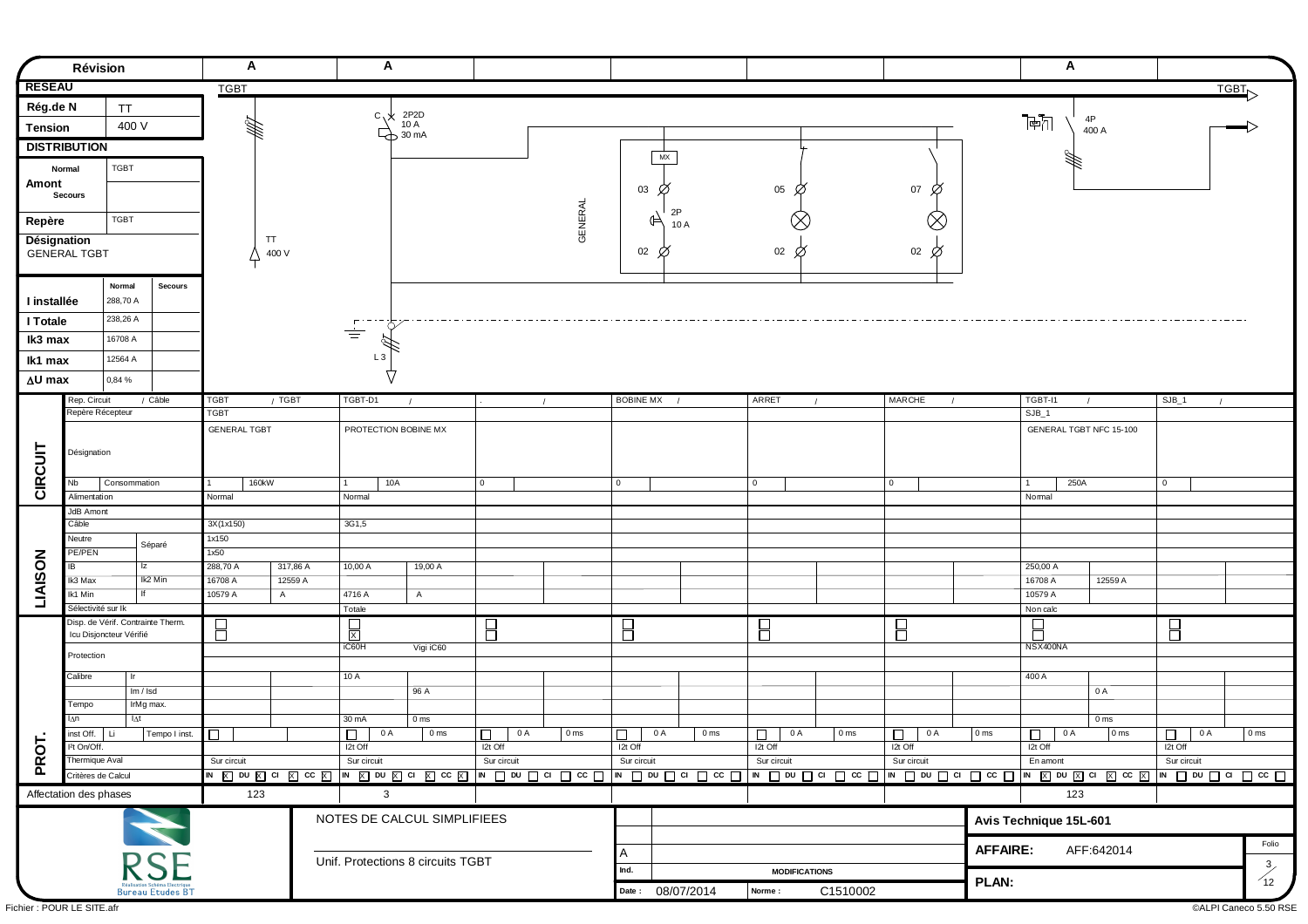| Révision | A | A | | | | | A | |
|---|---|---|---|---|---|---|---|---|

**RESEAU** TGBT — TGBT

| Rég.de N | TT |
|---|---|
| Tension | 400 V |

**DISTRIBUTION**

| Amont | Normal | TGBT |
|---|---|---|
| | Secours | |
| Repère | | TGBT |

**Désignation**
GENERAL TGBT

| | Normal | Secours |
|---|---|---|
| I installée | 288,70 A | |
| I Totale | 238,26 A | |
| Ik3 max | 16708 A | |
| Ik1 max | 12564 A | |
| ΔU max | 0,84 % | |

Schéma : TT 400 V ; C 2P2D 10 A 30 mA ; GENERAL ; MX ; 03 ; 2P 10 A ; 02 ; 05 ; 02 ; 07 ; 02 ; 4P 400 A ; L3

| | | | | | | | | | |
|---|---|---|---|---|---|---|---|---|---|
| **CIRCUIT** | Rep. Circuit / Câble | TGBT / TGBT | TGBT-D1 / | . / | BOBINE MX / | ARRET / | MARCHE / | TGBT-I1 / | SJB_1 / |
| | Repère Récepteur | TGBT | | | | | | SJB_1 | |
| | Désignation | GENERAL TGBT | PROTECTION BOBINE MX | | | | | GENERAL TGBT NFC 15-100 | |
| | Nb / Consommation | 1 / 160kW | 1 / 10A | 0 | 0 | 0 | 0 | 1 / 250A | 0 |
| | Alimentation | Normal | Normal | | | | | Normal | |
| **LIAISON** | JdB Amont | | | | | | | | |
| | Câble | 3X(1x150) | 3G1,5 | | | | | | |
| | Neutre / Séparé | 1x150 | | | | | | | |
| | PE/PEN | 1x50 | | | | | | | |
| | IB / Iz | 288,70 A / 317,86 A | 10,00 A / 19,00 A | | | | | 250,00 A | |
| | Ik3 Max / Ik2 Min | 16708 A / 12559 A | | | | | | 16708 A / 12559 A | |
| | Ik1 Min / If | 10579 A / A | 4716 A / A | | | | | 10579 A | |
| | Sélectivité sur Ik | | Totale | | | | | Non calc | |
| **PROT.** | Disp. de Vérif. Contrainte Therm. / Icu Disjoncteur Vérifié | ☐ ☐ | ☐ ☒ | ☐ ☐ | ☐ ☐ | ☐ ☐ | ☐ ☐ | ☐ ☐ | ☐ ☐ |
| | Protection | | iC60H / Vigi iC60 | | | | | NSX400NA | |
| | Calibre / Ir | | 10 A | | | | | 400 A | |
| | Im / Isd | | 96 A | | | | | 0 A | |
| | Tempo / IrMg max. | | | | | | | | |
| | IΔn / IΔt | | 30 mA / 0 ms | | | | | 0 ms | |
| | inst Off. / Li / Tempo I inst. | ☐ | ☐ 0 A / 0 ms | ☐ 0 A / 0 ms | ☐ 0 A / 0 ms | ☐ 0 A / 0 ms | ☐ 0 A / 0 ms | ☐ 0 A / 0 ms | ☐ 0 A / 0 ms |
| | I²t On/Off. | | I2t Off | I2t Off | I2t Off | I2t Off | I2t Off | I2t Off | I2t Off |
| | Thermique Aval | Sur circuit | Sur circuit | Sur circuit | Sur circuit | Sur circuit | Sur circuit | En amont | Sur circuit |
| | Critères de Calcul | IN ☒ DU ☒ CI ☒ CC ☒ | IN ☒ DU ☒ CI ☒ CC ☒ | IN ☐ DU ☐ CI ☐ CC ☐ | IN ☐ DU ☐ CI ☐ CC ☐ | IN ☐ DU ☐ CI ☐ CC ☐ | IN ☐ DU ☐ CI ☐ CC ☐ | IN ☒ DU ☒ CI ☒ CC ☒ | IN ☐ DU ☐ CI ☐ CC ☐ |
| Affectation des phases | | 123 | 3 | | | | | 123 | |

RSE — Réalisation Schéma Electrique — Bureau Etudes BT

NOTES DE CALCUL SIMPLIFIEES

Unif. Protections 8 circuits TGBT

| Ind. | MODIFICATIONS |
|---|---|
| A | |

Date : 08/07/2014 — Norme : C1510002

**Avis Technique 15L-601**

**AFFAIRE:** AFF:642014

**PLAN:**

Folio 3/12

Fichier : POUR LE SITE.afr — ©ALPI Caneco 5.50 RSE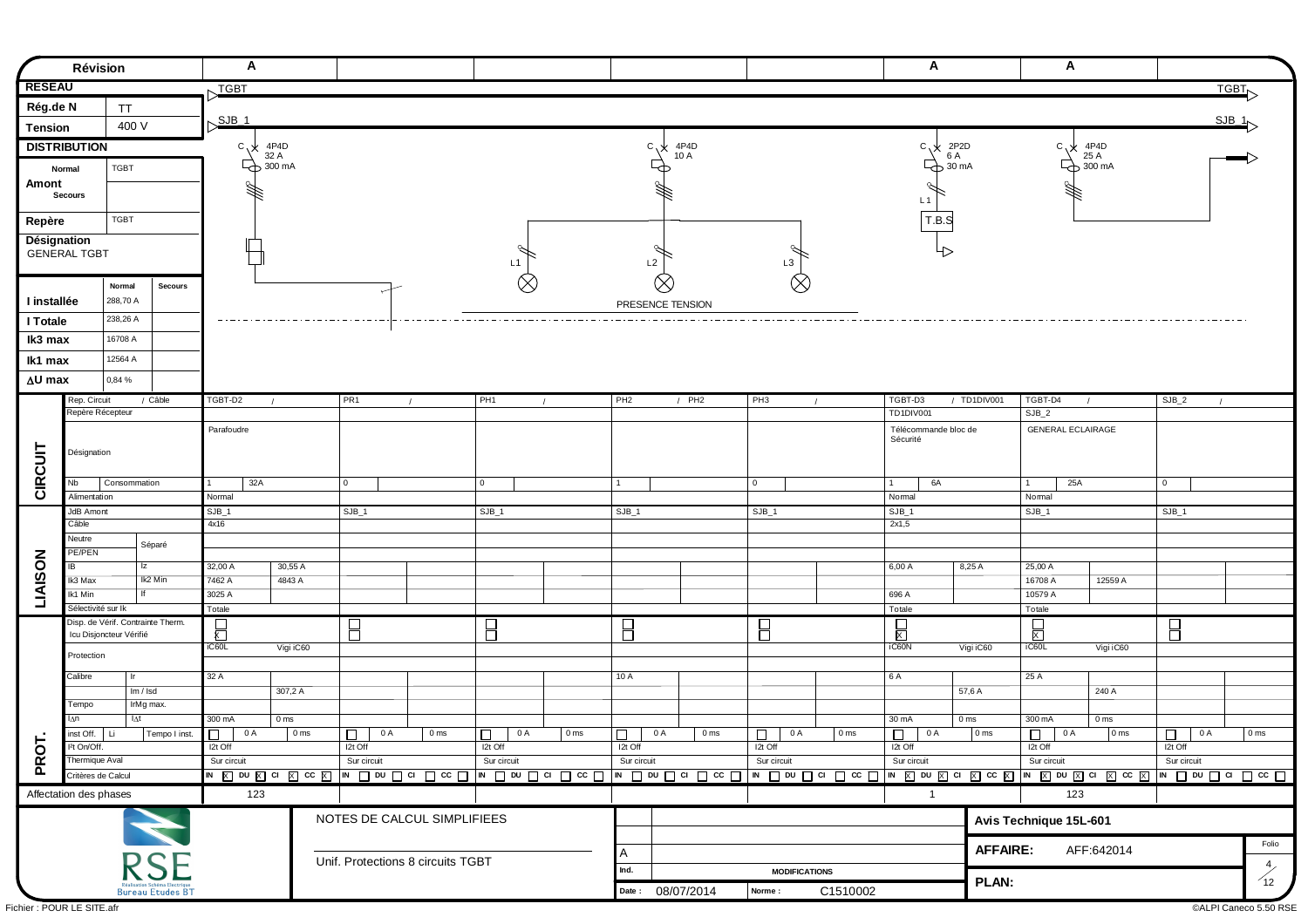| Révision | | A | | | | | A | A | |
|---|---|---|---|---|---|---|---|---|---|
| **RESEAU** | | TGBT | | | | | | | TGBT |
| **Rég.de N** | TT | SJB_1 | | | | | | | SJB_1 |
| **Tension** | 400 V | | | | | | | | |
| **DISTRIBUTION** | | C 4P4D 32 A 300 mA | | | C 4P4D 10 A | | C 2P2D 6 A 30 mA | C 4P4D 25 A 300 mA | |
| **Amont** Normal | TGBT | | | | | | L1 | | |
| Secours | | | | | | | T.B.S | | |
| **Repère** | TGBT | | | | | | | | |
| **Désignation** GENERAL TGBT | | | | L1 | L2 | L3 | | | |
| | | | | | PRESENCE TENSION | | | | |

| | Normal | Secours |
|---|---|---|
| **I installée** | 288,70 A | |
| **I Totale** | 238,26 A | |
| **Ik3 max** | 16708 A | |
| **Ik1 max** | 12564 A | |
| **ΔU max** | 0,84 % | |

| | | | | | | | | | |
|---|---|---|---|---|---|---|---|---|---|
| **CIRCUIT** | Rep. Circuit / Câble | TGBT-D2 / | PR1 / | PH1 / | PH2 / PH2 | PH3 / | TGBT-D3 / TD1DIV001 | TGBT-D4 / | SJB_2 / |
| | Repère Récepteur | | | | | | TD1DIV001 | SJB_2 | |
| | Désignation | Parafoudre | | | | | Télécommande bloc de Sécurité | GENERAL ECLAIRAGE | |
| | Nb / Consommation | 1 / 32A | 0 | 0 | 1 | 0 | 1 / 6A | 1 / 25A | 0 |
| | Alimentation | Normal | | | | | Normal | Normal | |
| **LIAISON** | JdB Amont | SJB_1 | SJB_1 | SJB_1 | SJB_1 | SJB_1 | SJB_1 | SJB_1 | SJB_1 |
| | Câble | 4x16 | | | | | 2x1,5 | | |
| | Neutre / Séparé | | | | | | | | |
| | PE/PEN | | | | | | | | |
| | IB / Iz | 32,00 A / 30,55 A | | | | | 6,00 A / 8,25 A | 25,00 A | |
| | Ik3 Max / Ik2 Min | 7462 A / 4843 A | | | | | | 16708 A / 12559 A | |
| | Ik1 Min / If | 3025 A | | | | | 696 A | 10579 A | |
| | Sélectivité sur Ik | Totale | | | | | Totale | Totale | |
| **PROT.** | Disp. de Vérif. Contrainte Therm. / Icu Disjoncteur Vérifié | ☐ ☒ | ☐ ☐ | ☐ ☐ | ☐ ☐ | ☐ ☐ | ☐ ☒ | ☐ ☒ | ☐ ☐ |
| | Protection | iC60L / Vigi iC60 | | | | | iC60N / Vigi iC60 | iC60L / Vigi iC60 | |
| | Calibre / Ir | 32 A | | | 10 A | | 6 A | 25 A | |
| | Im / Isd | 307,2 A | | | | | 57,6 A | 240 A | |
| | Tempo / IrMg max. | | | | | | | | |
| | IΔn / IΔt | 300 mA / 0 ms | | | | | 30 mA / 0 ms | 300 mA / 0 ms | |
| | inst Off. / Li / Tempo I inst. | ☐ 0 A / 0 ms | ☐ 0 A / 0 ms | ☐ 0 A / 0 ms | ☐ 0 A / 0 ms | ☐ 0 A / 0 ms | ☐ 0 A / 0 ms | ☐ 0 A / 0 ms | ☐ 0 A / 0 ms |
| | I²t On/Off. | I2t Off | I2t Off | I2t Off | I2t Off | I2t Off | I2t Off | I2t Off | I2t Off |
| | Thermique Aval | Sur circuit | Sur circuit | Sur circuit | Sur circuit | Sur circuit | Sur circuit | Sur circuit | Sur circuit |
| | Critères de Calcul | IN ☒ DU ☒ CI ☒ CC ☒ | IN ☐ DU ☐ CI ☐ CC ☐ | IN ☐ DU ☐ CI ☐ CC ☐ | IN ☐ DU ☐ CI ☐ CC ☐ | IN ☐ DU ☐ CI ☐ CC ☐ | IN ☒ DU ☒ CI ☒ CC ☒ | IN ☒ DU ☒ CI ☒ CC ☒ | IN ☐ DU ☐ CI ☐ CC ☐ |
| Affectation des phases | | 123 | | | | | 1 | 123 | |

RSE
Réalisation Schéma Electrique
Bureau Etudes BT

NOTES DE CALCUL SIMPLIFIEES

Unif. Protections 8 circuits TGBT

| Ind. | MODIFICATIONS |
|---|---|
| A | |

Date : 08/07/2014 — Norme : C1510002

**Avis Technique 15L-601**

**AFFAIRE:** AFF:642014

**PLAN:**

Folio 4/12

Fichier : POUR LE SITE.afr

©ALPI Caneco 5.50 RSE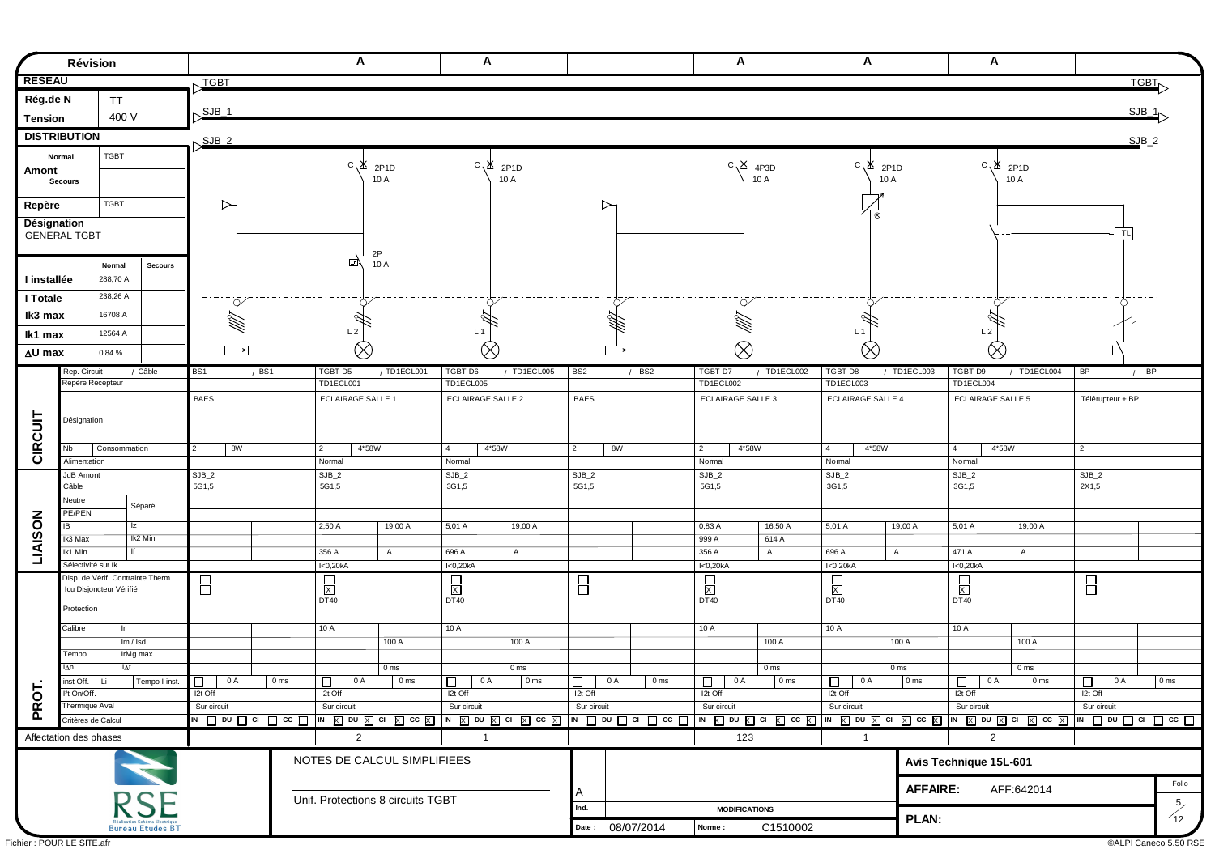| Révision | | A | A | | A | A | A | |
|---|---|---|---|---|---|---|---|---|
| **RESEAU** | TGBT | | | | | | | TGBT |
| **Rég.de N** TT | SJB_1 | | | | | | | SJB_1 |
| **Tension** 400 V | SJB_2 | | | | | | | SJB_2 |
| **DISTRIBUTION** | | | | | | | | |
| **Amont** Normal: TGBT / Secours | | C 2P1D 10 A | C 2P1D 10 A | | C 4P3D 10 A | C 2P1D 10 A | C 2P1D 10 A | |
| **Repère** TGBT | | | | | | | | TL |
| **Désignation** GENERAL TGBT | | 2P 10 A | | | | | | |
| **I installée** Normal: 288,70 A | | L 2 | L 1 | | | L 1 | L 2 | |
| **I Totale** 238,26 A | | | | | | | | |
| **Ik3 max** 16708 A | | | | | | | | |
| **Ik1 max** 12564 A | | | | | | | | |
| **ΔU max** 0,84 % | | | | | | | | |

| | | BS1 | TGBT-D5 | TGBT-D6 | BS2 | TGBT-D7 | TGBT-D8 | TGBT-D9 | BP |
|---|---|---|---|---|---|---|---|---|---|
| **CIRCUIT** | Rep. Circuit / Câble | BS1 / BS1 | TGBT-D5 / TD1ECL001 | TGBT-D6 / TD1ECL005 | BS2 / BS2 | TGBT-D7 / TD1ECL002 | TGBT-D8 / TD1ECL003 | TGBT-D9 / TD1ECL004 | BP / BP |
| | Repère Récepteur | | TD1ECL001 | TD1ECL005 | | TD1ECL002 | TD1ECL003 | TD1ECL004 | |
| | Désignation | BAES | ECLAIRAGE SALLE 1 | ECLAIRAGE SALLE 2 | BAES | ECLAIRAGE SALLE 3 | ECLAIRAGE SALLE 4 | ECLAIRAGE SALLE 5 | Télérupteur + BP |
| | Nb / Consommation | 2 / 8W | 2 / 4*58W | 4 / 4*58W | 2 / 8W | 2 / 4*58W | 4 / 4*58W | 4 / 4*58W | 2 |
| | Alimentation | | Normal | Normal | | Normal | Normal | Normal | |
| **LIAISON** | JdB Amont | SJB_2 | SJB_2 | SJB_2 | SJB_2 | SJB_2 | SJB_2 | SJB_2 | SJB_2 |
| | Câble | 5G1,5 | 5G1,5 | 3G1,5 | 5G1,5 | 5G1,5 | 3G1,5 | 3G1,5 | 2X1,5 |
| | Neutre / Séparé | | | | | | | | |
| | PE/PEN | | | | | | | | |
| | IB / Iz | | 2,50 A / 19,00 A | 5,01 A / 19,00 A | | 0,83 A / 16,50 A | 5,01 A / 19,00 A | 5,01 A / 19,00 A | |
| | Ik3 Max / Ik2 Min | | | | | 999 A / 614 A | | | |
| | Ik1 Min / If | | 356 A / A | 696 A / A | | 356 A / A | 696 A / A | 471 A / A | |
| | Sélectivité sur Ik | | I<0,20kA | I<0,20kA | | I<0,20kA | I<0,20kA | I<0,20kA | |
| **PROT.** | Disp. de Vérif. Contrainte Therm. / Icu Disjoncteur Vérifié | ☐ ☐ | ☐ ☒ | ☐ ☒ | ☐ ☐ | ☐ ☒ | ☐ ☒ | ☐ ☒ | ☐ ☐ |
| | Protection | | DT40 | DT40 | | DT40 | DT40 | DT40 | |
| | Calibre / Ir | | 10 A | 10 A | | 10 A | 10 A | 10 A | |
| | Im / Isd | | 100 A | 100 A | | 100 A | 100 A | 100 A | |
| | Tempo / IrMg max. | | | | | | | | |
| | IΔn / IΔt | | 0 ms | 0 ms | | 0 ms | 0 ms | 0 ms | |
| | inst Off. / Li / Tempo I inst. | ☐ 0 A / 0 ms | ☐ 0 A / 0 ms | ☐ 0 A / 0 ms | ☐ 0 A / 0 ms | ☐ 0 A / 0 ms | ☐ 0 A / 0 ms | ☐ 0 A / 0 ms | ☐ 0 A / 0 ms |
| | I²t On/Off. | I2t Off | I2t Off | I2t Off | I2t Off | I2t Off | I2t Off | I2t Off | I2t Off |
| | Thermique Aval | Sur circuit | Sur circuit | Sur circuit | Sur circuit | Sur circuit | Sur circuit | Sur circuit | Sur circuit |
| | Critères de Calcul | IN ☐ DU ☐ CI ☐ CC ☐ | IN ☒ DU ☒ CI ☒ CC ☒ | IN ☒ DU ☒ CI ☒ CC ☒ | IN ☐ DU ☐ CI ☐ CC ☐ | IN ☒ DU ☒ CI ☒ CC ☒ | IN ☒ DU ☒ CI ☒ CC ☒ | IN ☒ DU ☒ CI ☒ CC ☒ | IN ☐ DU ☐ CI ☐ CC ☐ |
| Affectation des phases | | | 2 | 1 | | 123 | 1 | 2 | |

RSE
Réalisation Schéma Electrique
Bureau Etudes BT

NOTES DE CALCUL SIMPLIFIEES

Unif. Protections 8 circuits TGBT

| Ind. | MODIFICATIONS |
|---|---|
| A | |

Date : 08/07/2014 — Norme : C1510002

Avis Technique 15L-601

**AFFAIRE:** AFF:642014

**PLAN:**

Folio 5/12

Fichier : POUR LE SITE.afr

©ALPI Caneco 5.50 RSE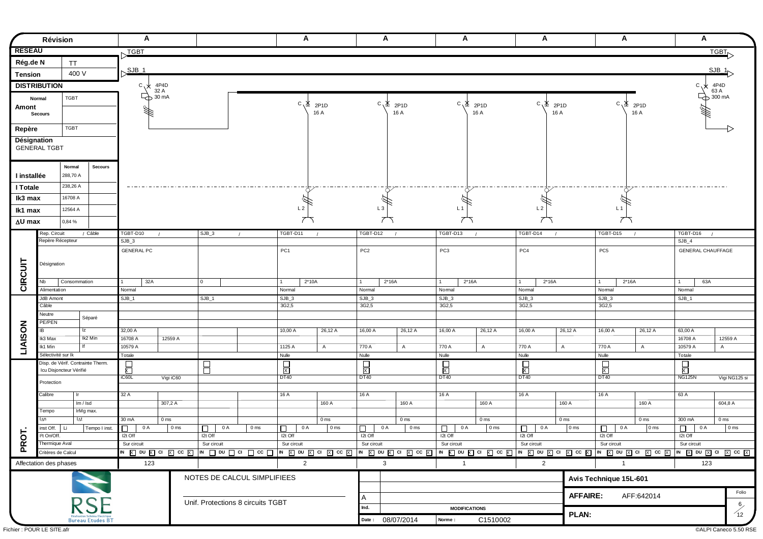| Révision | | A | | A | A | A | A | A | A |
|---|---|---|---|---|---|---|---|---|---|
| **RESEAU** | | TGBT | | | | | | | TGBT |
| **Rég.de N** | TT | SJB_1 | | | | | | | SJB_1 |
| **Tension** | 400 V | | | | | | | | |
| **DISTRIBUTION** | | C 4P4D 32 A 30 mA | | C 2P1D 16 A | C 2P1D 16 A | C 2P1D 16 A | C 2P1D 16 A | C 2P1D 16 A | C 4P4D 63 A 300 mA |
| **Amont** Normal | TGBT | | | | | | | | |
| **Amont** Secours | | | | | | | | | |
| **Repère** | TGBT | | | | | | | | |
| **Désignation** GENERAL TGBT | | | | L 2 | L 3 | L 1 | L 2 | L 1 | |

| | Normal | Secours |
|---|---|---|
| **I installée** | 288,70 A | |
| **I Totale** | 238,26 A | |
| **Ik3 max** | 16708 A | |
| **Ik1 max** | 12564 A | |
| **ΔU max** | 0,84 % | |

| | | | | | | | | | |
|---|---|---|---|---|---|---|---|---|---|
| **CIRCUIT** | Rep. Circuit / Câble | TGBT-D10 / | SJB_3 / | TGBT-D11 / | TGBT-D12 / | TGBT-D13 / | TGBT-D14 / | TGBT-D15 / | TGBT-D16 / |
| | Repère Récepteur | SJB_3 | | | | | | | SJB_4 |
| | Désignation | GENERAL PC | | PC1 | PC2 | PC3 | PC4 | PC5 | GENERAL CHAUFFAGE |
| | Nb / Consommation | 1 / 32A | 0 | 1 / 2*10A | 1 / 2*16A | 1 / 2*16A | 1 / 2*16A | 1 / 2*16A | 1 / 63A |
| | Alimentation | Normal | | Normal | Normal | Normal | Normal | Normal | Normal |
| **LIAISON** | JdB Amont | SJB_1 | SJB_1 | SJB_3 | SJB_3 | SJB_3 | SJB_3 | SJB_3 | SJB_1 |
| | Câble | | | 3G2,5 | 3G2,5 | 3G2,5 | 3G2,5 | 3G2,5 | |
| | Neutre / Séparé | | | | | | | | |
| | PE/PEN | | | | | | | | |
| | IB / Iz | 32,00 A | | 10,00 A / 26,12 A | 16,00 A / 26,12 A | 16,00 A / 26,12 A | 16,00 A / 26,12 A | 16,00 A / 26,12 A | 63,00 A |
| | Ik3 Max / Ik2 Min | 16708 A / 12559 A | | | | | | | 16708 A / 12559 A |
| | Ik1 Min / If | 10579 A | | 1125 A / A | 770 A / A | 770 A / A | 770 A / A | 770 A / A | 10579 A / A |
| | Sélectivité sur Ik | Totale | | Nulle | Nulle | Nulle | Nulle | Nulle | Totale |
| **PROT.** | Disp. de Vérif. Contrainte Therm. / Icu Disjoncteur Vérifié | ☐ / ☒ | ☐ / ☐ | ☐ / ☒ | ☐ / ☒ | ☐ / ☒ | ☐ / ☒ | ☐ / ☒ | ☐ / ☒ |
| | Protection | iC60L / Vigi iC60 | | DT40 | DT40 | DT40 | DT40 | DT40 | NG125N / Vigi NG125 si |
| | Calibre / Ir | 32 A | | 16 A | 16 A | 16 A | 16 A | 16 A | 63 A |
| | Im / Isd | 307,2 A | | 160 A | 160 A | 160 A | 160 A | 160 A | 604,8 A |
| | Tempo / IrMg max. | | | | | | | | |
| | IΔn / IΔt | 30 mA / 0 ms | | 0 ms | 0 ms | 0 ms | 0 ms | 0 ms | 300 mA / 0 ms |
| | inst Off. / Li / Tempo I inst. | ☐ 0 A / 0 ms | ☐ 0 A / 0 ms | ☐ 0 A / 0 ms | ☐ 0 A / 0 ms | ☐ 0 A / 0 ms | ☐ 0 A / 0 ms | ☐ 0 A / 0 ms | ☐ 0 A / 0 ms |
| | I²t On/Off. | I2t Off | I2t Off | I2t Off | I2t Off | I2t Off | I2t Off | I2t Off | I2t Off |
| | Thermique Aval | Sur circuit | Sur circuit | Sur circuit | Sur circuit | Sur circuit | Sur circuit | Sur circuit | Sur circuit |
| | Critères de Calcul | IN ☒ DU ☒ CI ☒ CC ☒ | IN ☐ DU ☐ CI ☐ CC ☐ | IN ☒ DU ☒ CI ☒ CC ☒ | IN ☒ DU ☒ CI ☒ CC ☒ | IN ☒ DU ☒ CI ☒ CC ☒ | IN ☒ DU ☒ CI ☒ CC ☒ | IN ☒ DU ☒ CI ☒ CC ☒ | IN ☒ DU ☒ CI ☒ CC ☒ |
| Affectation des phases | | 123 | | 2 | 3 | 1 | 2 | 1 | 123 |

RSE
Réalisation Schéma Electrique
Bureau Etudes BT

NOTES DE CALCUL SIMPLIFIEES

Unif. Protections 8 circuits TGBT

| Ind. | MODIFICATIONS |
|---|---|
| A | |

Date : 08/07/2014 — Norme : C1510002

**Avis Technique 15L-601**

**AFFAIRE:** AFF:642014

**PLAN:**

Folio 6/12

Fichier : POUR LE SITE.afr

©ALPI Caneco 5.50 RSE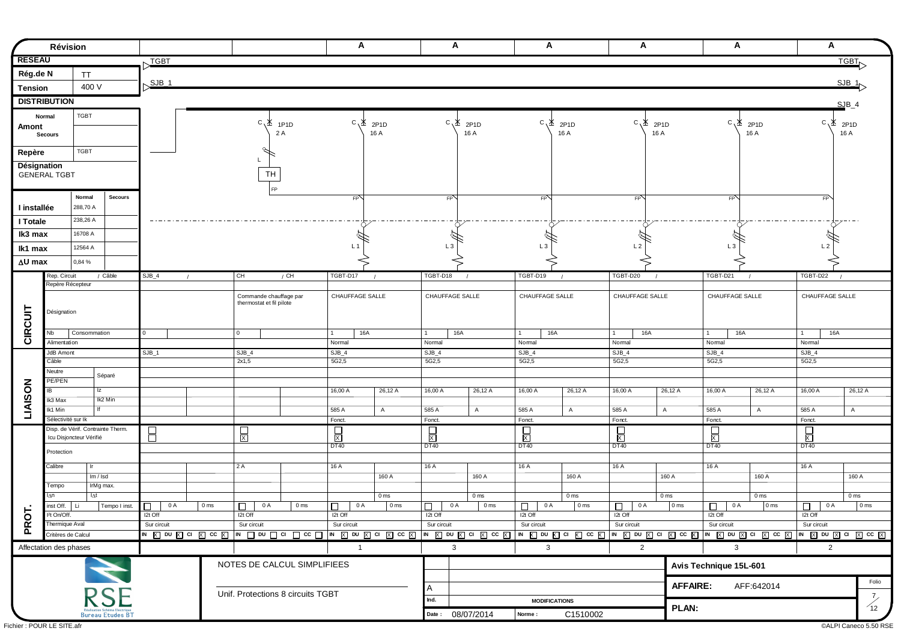| Révision | | | A | A | A | A | A | A |
|---|---|---|---|---|---|---|---|---|
| RESEAU | TGBT | | | | | | | TGBT |
| Rég.de N: TT | | | | | | | | |
| Tension: 400 V | SJB_1 | | | | | | | SJB_1 |
| DISTRIBUTION | | | | | | | | SJB_4 |
| Amont Normal: TGBT / Secours | | C 1P1D 2 A | C 2P1D 16 A | C 2P1D 16 A | C 2P1D 16 A | C 2P1D 16 A | C 2P1D 16 A | C 2P1D 16 A |
| Repère: TGBT | | L, TH, FP | FP, L 1 | FP, L 3 | FP, L 3 | FP, L 2 | FP, L 3 | FP, L 2 |
| Désignation: GENERAL TGBT | | | | | | | | |

| | Normal | Secours |
|---|---|---|
| I installée | 288,70 A | |
| I Totale | 238,26 A | |
| Ik3 max | 16708 A | |
| Ik1 max | 12564 A | |
| ΔU max | 0,84 % | |

| | | | | | | | | |
|---|---|---|---|---|---|---|---|---|
| CIRCUIT | Rep. Circuit / Câble | SJB_4 / | CH / CH | TGBT-D17 / | TGBT-D18 / | TGBT-D19 / | TGBT-D20 / | TGBT-D21 / | TGBT-D22 / |
| | Repère Récepteur | | | | | | | | |
| | Désignation | | Commande chauffage par thermostat et fil pilote | CHAUFFAGE SALLE | CHAUFFAGE SALLE | CHAUFFAGE SALLE | CHAUFFAGE SALLE | CHAUFFAGE SALLE | CHAUFFAGE SALLE |
| | Nb / Consommation | 0 | 0 | 1 / 16A | 1 / 16A | 1 / 16A | 1 / 16A | 1 / 16A | 1 / 16A |
| | Alimentation | | | Normal | Normal | Normal | Normal | Normal | Normal |
| LIAISON | JdB Amont | SJB_1 | SJB_4 | SJB_4 | SJB_4 | SJB_4 | SJB_4 | SJB_4 | SJB_4 |
| | Câble | | 2x1,5 | 5G2,5 | 5G2,5 | 5G2,5 | 5G2,5 | 5G2,5 | 5G2,5 |
| | Neutre / PE/PEN — Séparé | | | | | | | | |
| | IB / Iz | | | 16,00 A / 26,12 A | 16,00 A / 26,12 A | 16,00 A / 26,12 A | 16,00 A / 26,12 A | 16,00 A / 26,12 A | 16,00 A / 26,12 A |
| | Ik3 Max / Ik2 Min | | | | | | | | |
| | Ik1 Min / If | | | 585 A / A | 585 A / A | 585 A / A | 585 A / A | 585 A / A | 585 A / A |
| | Sélectivité sur Ik | | | Fonct. | Fonct. | Fonct. | Fonct. | Fonct. | Fonct. |
| PROT. | Disp. de Vérif. Contrainte Therm. | ☐ | ☐ | ☐ | ☐ | ☐ | ☐ | ☐ | ☐ |
| | Icu Disjoncteur Vérifié | ☐ | X | X | X | X | X | X | X |
| | Protection | | | DT40 | DT40 | DT40 | DT40 | DT40 | DT40 |
| | Calibre / Ir | | 2 A | 16 A | 16 A | 16 A | 16 A | 16 A | 16 A |
| | Im / Isd | | | 160 A | 160 A | 160 A | 160 A | 160 A | 160 A |
| | Tempo / IrMg max. | | | | | | | | |
| | IΔn / IΔt | | | 0 ms | 0 ms | 0 ms | 0 ms | 0 ms | 0 ms |
| | inst Off. / Li / Tempo I inst. | ☐ 0 A / 0 ms | ☐ 0 A / 0 ms | ☐ 0 A / 0 ms | ☐ 0 A / 0 ms | ☐ 0 A / 0 ms | ☐ 0 A / 0 ms | ☐ 0 A / 0 ms | ☐ 0 A / 0 ms |
| | I²t On/Off. | I2t Off | I2t Off | I2t Off | I2t Off | I2t Off | I2t Off | I2t Off | I2t Off |
| | Thermique Aval | Sur circuit | Sur circuit | Sur circuit | Sur circuit | Sur circuit | Sur circuit | Sur circuit | Sur circuit |
| | Critères de Calcul | IN X DU X CI X CC X | IN ☐ DU ☐ CI ☐ CC ☐ | IN X DU X CI X CC X | IN X DU X CI X CC X | IN X DU X CI X CC X | IN X DU X CI X CC X | IN X DU X CI X CC X | IN X DU X CI X CC X |
| Affectation des phases | | | | 1 | 3 | 3 | 2 | 3 | 2 |

RSE – Réalisation Schéma Electrique – Bureau Etudes BT

NOTES DE CALCUL SIMPLIFIEES

Unif. Protections 8 circuits TGBT

| Ind. | MODIFICATIONS |
|---|---|
| A | |

Date : 08/07/2014 — Norme : C1510002

Avis Technique 15L-601

AFFAIRE: AFF:642014

PLAN:

Folio 7/12

Fichier : POUR LE SITE.afr — ©ALPI Caneco 5.50 RSE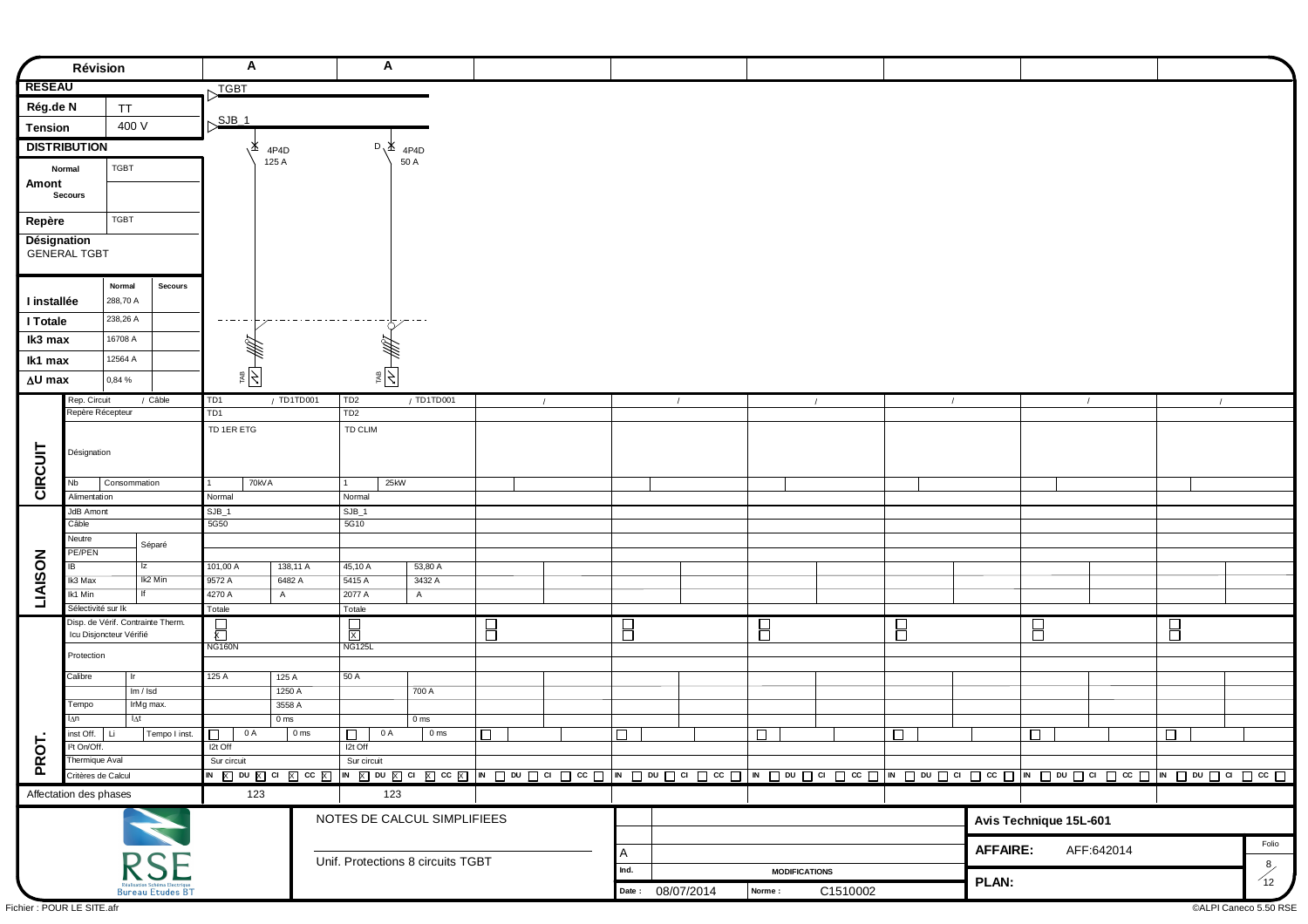| Révision | A | A | | | | | | |
|---|---|---|---|---|---|---|---|---|
| **RESEAU** | TGBT | | | | | | | |
| **Rég.de N** TT | SJB_1 | | | | | | | |
| **Tension** 400 V | | | | | | | | |
| **DISTRIBUTION** | 4P4D 125 A | D 4P4D 50 A | | | | | | |
| **Amont** Normal: TGBT / Secours: | | | | | | | | |
| **Repère** TGBT | | | | | | | | |
| **Désignation** GENERAL TGBT | | | | | | | | |
| **I installée** Normal: 288,70 A | | | | | | | | |
| **I Totale** 238,26 A | | | | | | | | |
| **Ik3 max** 16708 A | | | | | | | | |
| **Ik1 max** 12564 A | | | | | | | | |
| **ΔU max** 0,84 % | TAB | TAB | | | | | | |

| | | | | | | | | | |
|---|---|---|---|---|---|---|---|---|---|
| **CIRCUIT** | Rep. Circuit / Câble | TD1 / TD1TD001 | TD2 / TD1TD001 | / | / | / | / | / | / |
| | Repère Récepteur | TD1 | TD2 | | | | | | |
| | Désignation | TD 1ER ETG | TD CLIM | | | | | | |
| | Nb / Consommation | 1 / 70kVA | 1 / 25kW | | | | | | |
| | Alimentation | Normal | Normal | | | | | | |
| **LIAISON** | JdB Amont | SJB_1 | SJB_1 | | | | | | |
| | Câble | 5G50 | 5G10 | | | | | | |
| | Neutre / PE/PEN Séparé | | | | | | | | |
| | IB / Iz | 101,00 A / 138,11 A | 45,10 A / 53,80 A | | | | | | |
| | Ik3 Max / Ik2 Min | 9572 A / 6482 A | 5415 A / 3432 A | | | | | | |
| | Ik1 Min / If | 4270 A / A | 2077 A / A | | | | | | |
| | Sélectivité sur Ik | Totale | Totale | | | | | | |
| **PROT.** | Disp. de Vérif. Contrainte Therm. / Icu Disjoncteur Vérifié | X | X | | | | | | |
| | Protection | NG160N | NG125L | | | | | | |
| | Calibre / Ir | 125 A / 125 A | 50 A | | | | | | |
| | Im / Isd | 1250 A | 700 A | | | | | | |
| | Tempo / IrMg max. | 3558 A | | | | | | | |
| | IΔn / IΔt | 0 ms | 0 ms | | | | | | |
| | inst Off. / Li / Tempo I inst. | 0 A / 0 ms | 0 A / 0 ms | | | | | | |
| | I²t On/Off. | I2t Off | I2t Off | | | | | | |
| | Thermique Aval | Sur circuit | Sur circuit | | | | | | |
| | Critères de Calcul | IN X DU X CI X CC X | IN X DU X CI X CC X | IN DU CI CC | IN DU CI CC | IN DU CI CC | IN DU CI CC | IN DU CI CC | IN DU CI CC |
| Affectation des phases | | 123 | 123 | | | | | | |

RSE
Réalisation Schéma Electrique
Bureau Etudes BT

NOTES DE CALCUL SIMPLIFIEES

Unif. Protections 8 circuits TGBT

| Ind. | MODIFICATIONS |
|---|---|
| A | |

Date : 08/07/2014 Norme : C1510002

**Avis Technique 15L-601**

**AFFAIRE:** AFF:642014

**PLAN:**

Folio 8/12

Fichier : POUR LE SITE.afr

©ALPI Caneco 5.50 RSE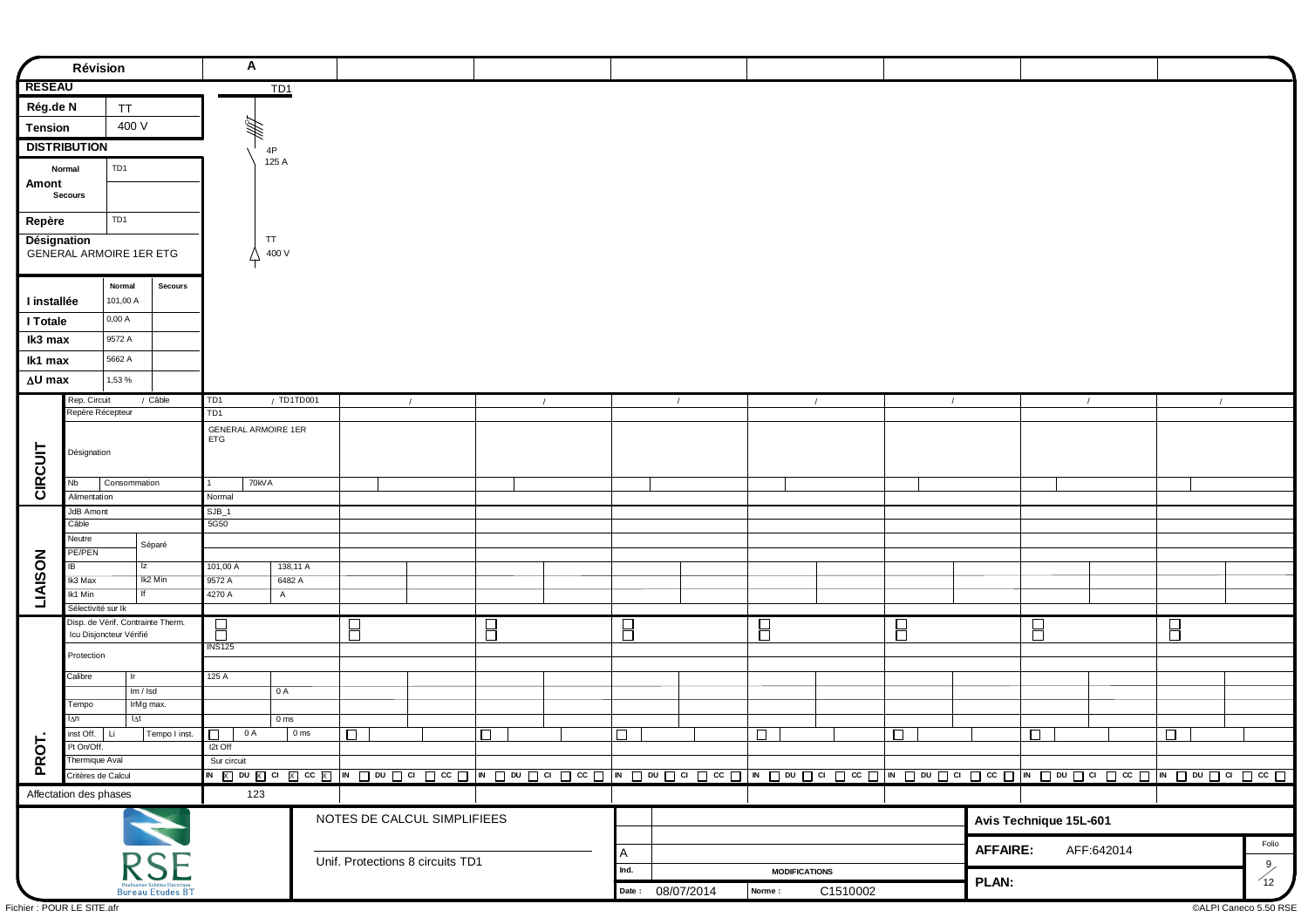| Révision | A | | | | | | | |
|---|---|---|---|---|---|---|---|---|
| **RESEAU** | TD1 | | | | | | | |
| **Rég.de N** TT | | | | | | | | |
| **Tension** 400 V | 4P 125 A | | | | | | | |
| **DISTRIBUTION** | | | | | | | | |
| **Amont** Normal: TD1 / Secours: | | | | | | | | |
| **Repère** TD1 | TT 400 V | | | | | | | |
| **Désignation** GENERAL ARMOIRE 1ER ETG | | | | | | | | |

| | Normal | Secours |
|---|---|---|
| I installée | 101,00 A | |
| I Totale | 0,00 A | |
| Ik3 max | 9572 A | |
| Ik1 max | 5662 A | |
| ΔU max | 1,53 % | |

| | | A | | | | | | | |
|---|---|---|---|---|---|---|---|---|---|
| **CIRCUIT** | Rep. Circuit / Câble | TD1 / TD1TD001 | / | / | / | / | / | / | / |
| | Repère Récepteur | TD1 | | | | | | | |
| | Désignation | GENERAL ARMOIRE 1ER ETG | | | | | | | |
| | Nb / Consommation | 1 / 70kVA | | | | | | | |
| | Alimentation | Normal | | | | | | | |
| **LIAISON** | JdB Amont | SJB_1 | | | | | | | |
| | Câble | 5G50 | | | | | | | |
| | Neutre / Séparé | | | | | | | | |
| | PE/PEN | | | | | | | | |
| | IB / Iz | 101,00 A / 138,11 A | | | | | | | |
| | Ik3 Max / Ik2 Min | 9572 A / 6482 A | | | | | | | |
| | Ik1 Min / If | 4270 A / A | | | | | | | |
| | Sélectivité sur Ik | | | | | | | | |
| **PROT.** | Disp. de Vérif. Contrainte Therm. / Icu Disjoncteur Vérifié | ☐ ☐ | ☐ ☐ | ☐ ☐ | ☐ ☐ | ☐ ☐ | ☐ ☐ | ☐ ☐ | ☐ ☐ |
| | Protection | INS125 | | | | | | | |
| | Calibre / Ir | 125 A | | | | | | | |
| | Im / Isd | 0 A | | | | | | | |
| | Tempo / IrMg max. | | | | | | | | |
| | IΔn / IΔt | 0 ms | | | | | | | |
| | inst Off. / Li / Tempo I inst. | ☐ 0 A / 0 ms | ☐ | ☐ | ☐ | ☐ | ☐ | ☐ | ☐ |
| | I²t On/Off. | I2t Off | | | | | | | |
| | Thermique Aval | Sur circuit | | | | | | | |
| | Critères de Calcul | IN ☒ DU ☒ CI ☒ CC ☒ | IN ☐ DU ☐ CI ☐ CC ☐ | IN ☐ DU ☐ CI ☐ CC ☐ | IN ☐ DU ☐ CI ☐ CC ☐ | IN ☐ DU ☐ CI ☐ CC ☐ | IN ☐ DU ☐ CI ☐ CC ☐ | IN ☐ DU ☐ CI ☐ CC ☐ | IN ☐ DU ☐ CI ☐ CC ☐ |
| Affectation des phases | | 123 | | | | | | | |

RSE – Réalisation Schéma Electrique – Bureau Etudes BT

NOTES DE CALCUL SIMPLIFIEES

Unif. Protections 8 circuits TD1

| Ind. | MODIFICATIONS |
|---|---|
| A | |

Date : 08/07/2014 Norme : C1510002

**Avis Technique 15L-601**

**AFFAIRE:** AFF:642014

**PLAN:**

Folio 9/12

Fichier : POUR LE SITE.afr

©ALPI Caneco 5.50 RSE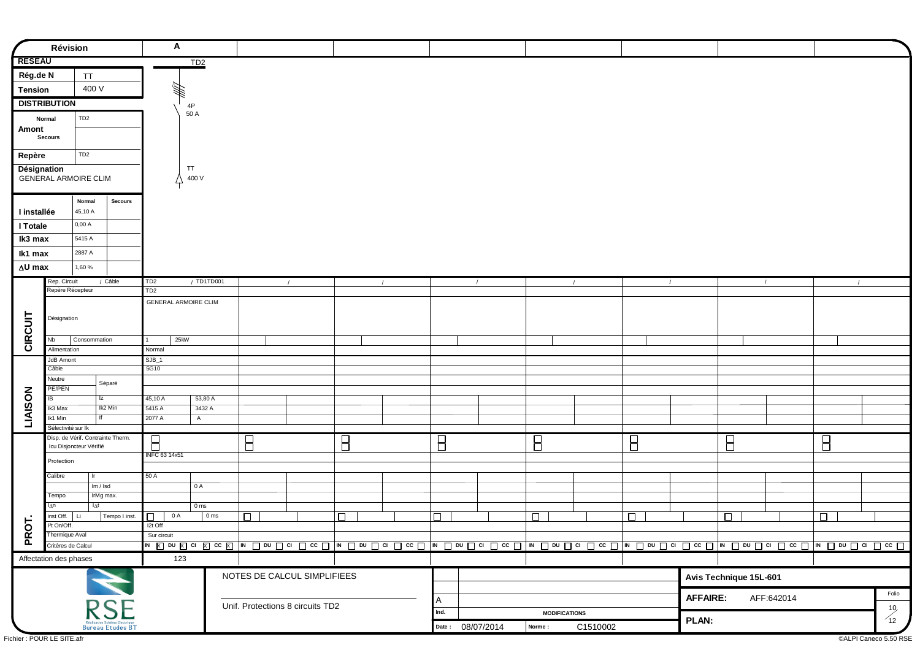| Révision | A |
|---|---|
| **RESEAU** | TD2 |
| **Rég.de N** | TT |
| **Tension** | 400 V |
| **DISTRIBUTION** | 4P 50 A |
| **Amont** Normal | TD2 |
| **Amont** Secours | |
| **Repère** | TD2 |
| **Désignation** GENERAL ARMOIRE CLIM | TT 400 V |

| | Normal | Secours |
|---|---|---|
| **I installée** | 45,10 A | |
| **I Totale** | 0,00 A | |
| **Ik3 max** | 5415 A | |
| **Ik1 max** | 2887 A | |
| **ΔU max** | 1,60 % | |

| | | |
|---|---|---|
| **CIRCUIT** | Rep. Circuit / Câble | TD2 / TD1TD001 |
| | Repère Récepteur | TD2 |
| | Désignation | GENERAL ARMOIRE CLIM |
| | Nb / Consommation | 1 / 25kW |
| | Alimentation | Normal |
| **LIAISON** | JdB Amont | SJB_1 |
| | Câble | 5G10 |
| | Neutre / Séparé | |
| | PE/PEN | |
| | IB / Iz | 45,10 A / 53,80 A |
| | Ik3 Max / Ik2 Min | 5415 A / 3432 A |
| | Ik1 Min / If | 2077 A / A |
| | Sélectivité sur Ik | |
| **PROT.** | Disp. de Vérif. Contrainte Therm. / Icu Disjoncteur Vérifié | ☐ ☐ |
| | Protection | INFC 63 14x51 |
| | Calibre / Ir | 50 A |
| | Im / Isd | 0 A |
| | Tempo / IrMg max. | |
| | IΔn / IΔt | 0 ms |
| | inst Off. / Li / Tempo I inst. | ☐ 0 A / 0 ms |
| | I²t On/Off. | I2t Off |
| | Thermique Aval | Sur circuit |
| | Critères de Calcul | IN ☒ DU ☒ CI ☒ CC ☒ |
| Affectation des phases | | 123 |

NOTES DE CALCUL SIMPLIFIEES

Unif. Protections 8 circuits TD2

| Ind. | MODIFICATIONS |
|---|---|
| A | |
| Date : 08/07/2014 | Norme : C1510002 |

**Avis Technique 15L-601**

**AFFAIRE:** AFF:642014

**PLAN:**

Folio 10/12

RSE Réalisation Schéma Electrique Bureau Etudes BT

Fichier : POUR LE SITE.afr

©ALPI Caneco 5.50 RSE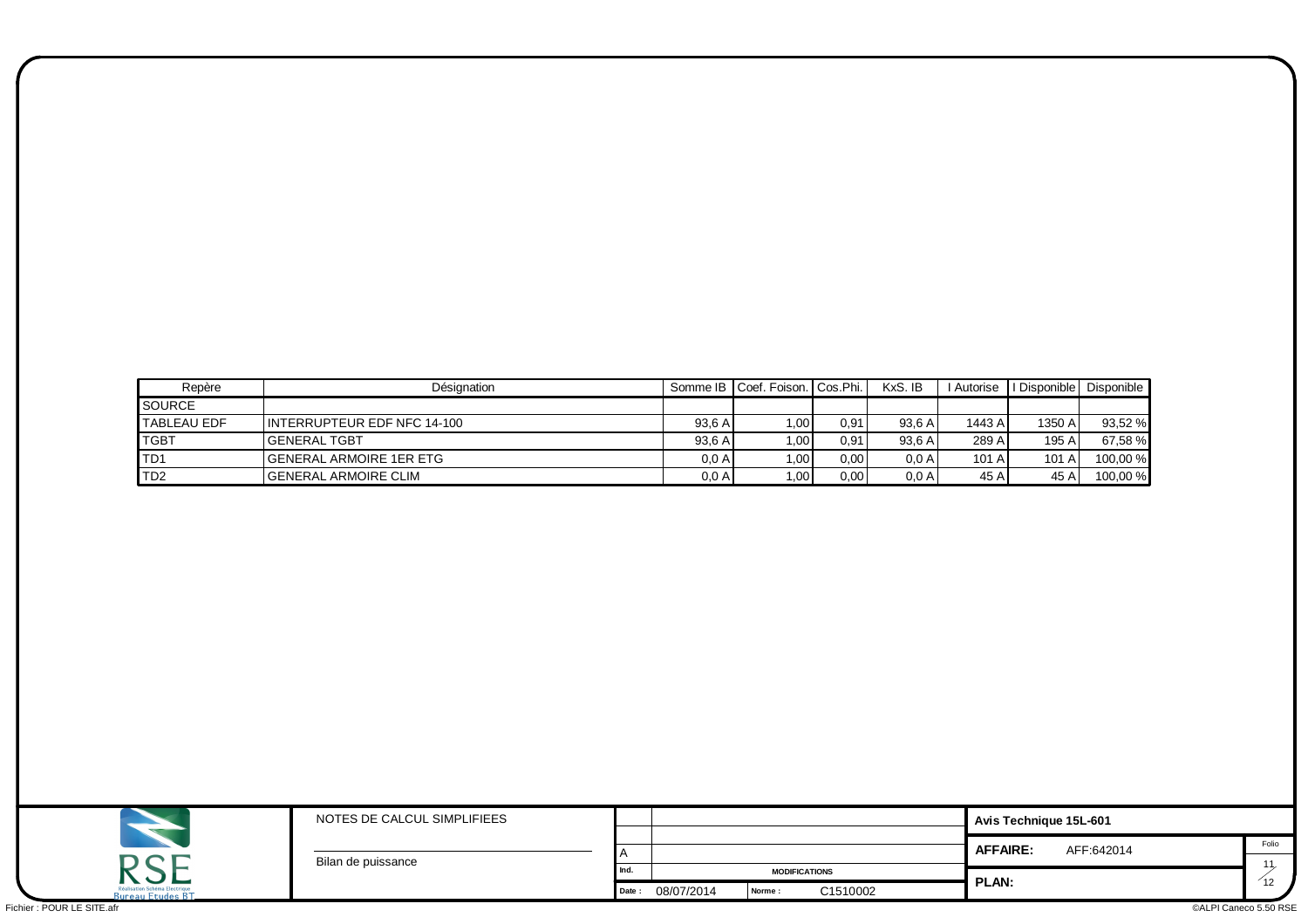| Repère | Désignation | Somme IB | Coef. Foison. | Cos.Phi. | KxS. IB | I Autorise | I Disponible | Disponible |
|---|---|---|---|---|---|---|---|---|
| SOURCE | | | | | | | | |
| TABLEAU EDF | INTERRUPTEUR EDF NFC 14-100 | 93,6 A | 1,00 | 0,91 | 93,6 A | 1443 A | 1350 A | 93,52 % |
| TGBT | GENERAL TGBT | 93,6 A | 1,00 | 0,91 | 93,6 A | 289 A | 195 A | 67,58 % |
| TD1 | GENERAL ARMOIRE 1ER ETG | 0,0 A | 1,00 | 0,00 | 0,0 A | 101 A | 101 A | 100,00 % |
| TD2 | GENERAL ARMOIRE CLIM | 0,0 A | 1,00 | 0,00 | 0,0 A | 45 A | 45 A | 100,00 % |

RSE
Réalisation Schéma Electrique
Bureau Etudes BT

NOTES DE CALCUL SIMPLIFIEES

Bilan de puissance

| | |
|---|---|
| | |
| A | |
| Ind. | MODIFICATIONS |
| Date : 08/07/2014 | Norme : C1510002 |

Avis Technique 15L-601

AFFAIRE: AFF:642014

PLAN:

Folio 11/12

Fichier : POUR LE SITE.afr

©ALPI Caneco 5.50 RSE